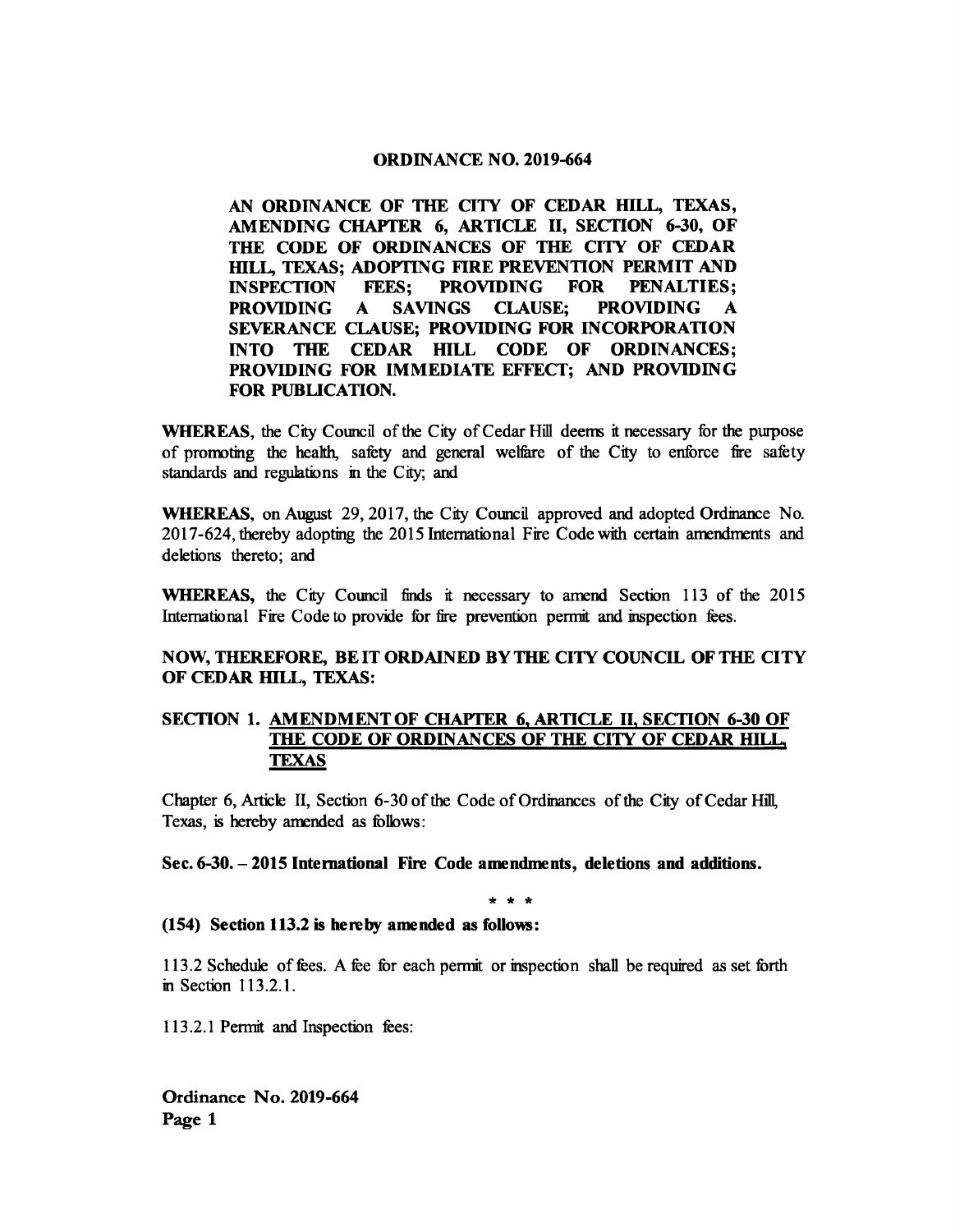**ORDINANCE NO. 2019-664**

**AN ORDINANCE OF THE CITY OF CEDAR HILL, TEXAS, AMENDING CHAPTER 6, ARTICLE II, SECTION 6-30, OF THE CODE OF ORDINANCES OF THE CITY OF CEDAR HILL, TEXAS; ADOPTING FIRE PREVENTION PERMIT AND INSPECTION FEES; PROVIDING FOR PENALTIES; PROVIDING A SAVINGS CLAUSE; PROVIDING A SEVERANCE CLAUSE; PROVIDING FOR INCORPORATION INTO THE CEDAR HILL CODE OF ORDINANCES; PROVIDING FOR IMMEDIATE EFFECT; AND PROVIDING FOR PUBLICATION.**

**WHEREAS**, the City Council of the City of Cedar Hill deems it necessary for the purpose of promoting the health, safety and general welfare of the City to enforce fire safety standards and regulations in the City; and

**WHEREAS**, on August 29, 2017, the City Council approved and adopted Ordinance No. 2017-624, thereby adopting the 2015 International Fire Code with certain amendments and deletions thereto; and

**WHEREAS,** the City Council finds it necessary to amend Section 113 of the 2015 International Fire Code to provide for fire prevention permit and inspection fees.

**NOW, THEREFORE, BE IT ORDAINED BY THE CITY COUNCIL OF THE CITY OF CEDAR HILL, TEXAS:**

**SECTION 1. <u>AMENDMENT OF CHAPTER 6, ARTICLE II, SECTION 6-30 OF THE CODE OF ORDINANCES OF THE CITY OF CEDAR HILL, TEXAS</u>**

Chapter 6, Article II, Section 6-30 of the Code of Ordinances of the City of Cedar Hill, Texas, is hereby amended as follows:

**Sec. 6-30. – 2015 International Fire Code amendments, deletions and additions.**

\* \* \*

**(154) Section 113.2 is hereby amended as follows:**

113.2 Schedule of fees. A fee for each permit or inspection shall be required as set forth in Section 113.2.1.

113.2.1 Permit and Inspection fees: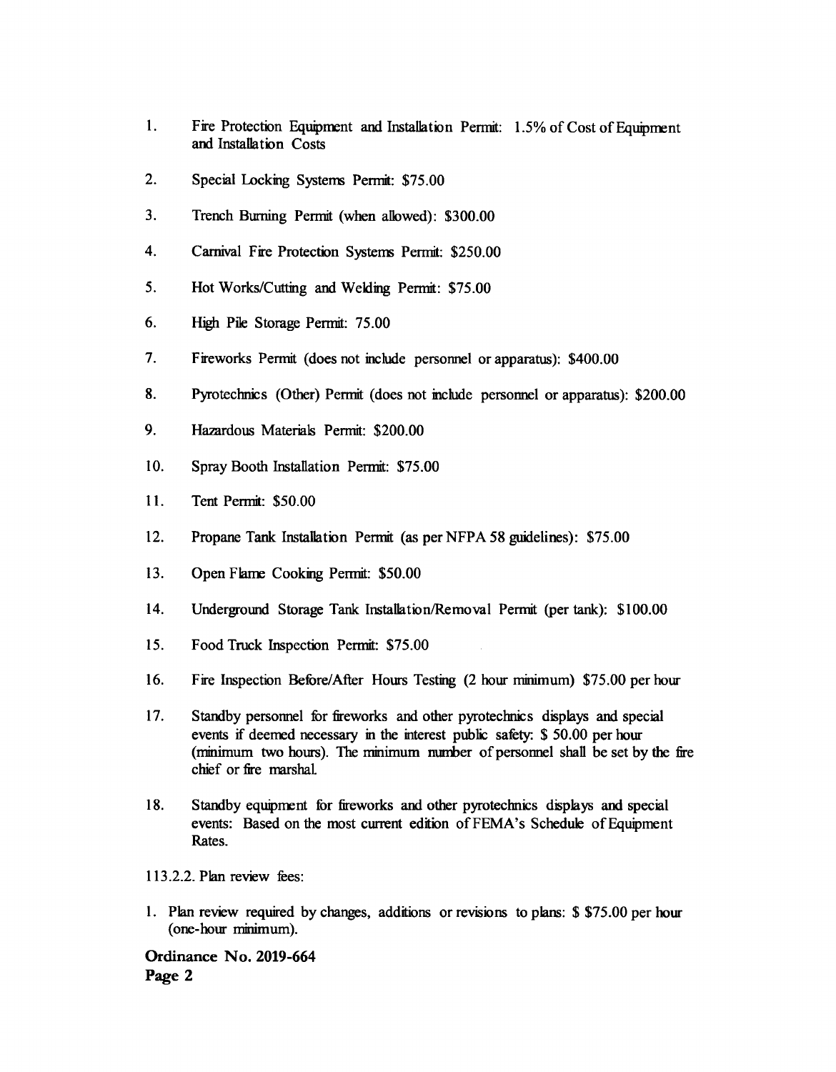1. Fire Protection Equipment and Installation Permit: 1.5% of Cost of Equipment and Installation Costs

2. Special Locking Systems Permit: $75.00

3. Trench Burning Permit (when allowed): $300.00

4. Carnival Fire Protection Systems Permit: $250.00

5. Hot Works/Cutting and Welding Permit: $75.00

6. High Pile Storage Permit: 75.00

7. Fireworks Permit (does not include personnel or apparatus): $400.00

8. Pyrotechnics (Other) Permit (does not include personnel or apparatus): $200.00

9. Hazardous Materials Permit: $200.00

10. Spray Booth Installation Permit: $75.00

11. Tent Permit: $50.00

12. Propane Tank Installation Permit (as per NFPA 58 guidelines): $75.00

13. Open Flame Cooking Permit: $50.00

14. Underground Storage Tank Installation/Removal Permit (per tank): $100.00

15. Food Truck Inspection Permit: $75.00

16. Fire Inspection Before/After Hours Testing (2 hour minimum) $75.00 per hour

17. Standby personnel for fireworks and other pyrotechnics displays and special events if deemed necessary in the interest public safety: $ 50.00 per hour (minimum two hours). The minimum number of personnel shall be set by the fire chief or fire marshal.

18. Standby equipment for fireworks and other pyrotechnics displays and special events: Based on the most current edition of FEMA's Schedule of Equipment Rates.

113.2.2. Plan review fees:

1. Plan review required by changes, additions or revisions to plans: $ $75.00 per hour (one-hour minimum).

**Ordinance No. 2019-664**
**Page 2**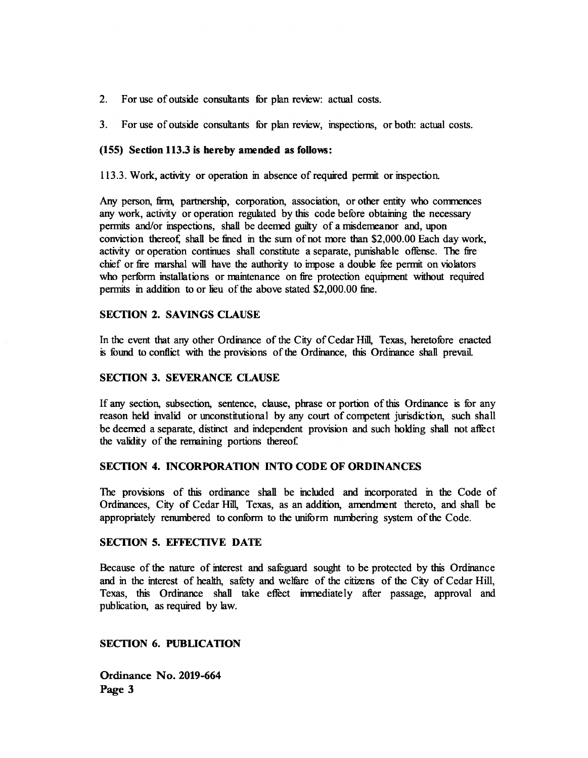2. For use of outside consultants for plan review: actual costs.

3. For use of outside consultants for plan review, inspections, or both: actual costs.

**(155) Section 113.3 is hereby amended as follows:**

113.3. Work, activity or operation in absence of required permit or inspection.

Any person, firm, partnership, corporation, association, or other entity who commences any work, activity or operation regulated by this code before obtaining the necessary permits and/or inspections, shall be deemed guilty of a misdemeanor and, upon conviction thereof, shall be fined in the sum of not more than $2,000.00 Each day work, activity or operation continues shall constitute a separate, punishable offense. The fire chief or fire marshal will have the authority to impose a double fee permit on violators who perform installations or maintenance on fire protection equipment without required permits in addition to or lieu of the above stated $2,000.00 fine.

**SECTION 2. SAVINGS CLAUSE**

In the event that any other Ordinance of the City of Cedar Hill, Texas, heretofore enacted is found to conflict with the provisions of the Ordinance, this Ordinance shall prevail.

**SECTION 3. SEVERANCE CLAUSE**

If any section, subsection, sentence, clause, phrase or portion of this Ordinance is for any reason held invalid or unconstitutional by any court of competent jurisdiction, such shall be deemed a separate, distinct and independent provision and such holding shall not affect the validity of the remaining portions thereof.

**SECTION 4. INCORPORATION INTO CODE OF ORDINANCES**

The provisions of this ordinance shall be included and incorporated in the Code of Ordinances, City of Cedar Hill, Texas, as an addition, amendment thereto, and shall be appropriately renumbered to conform to the uniform numbering system of the Code.

**SECTION 5. EFFECTIVE DATE**

Because of the nature of interest and safeguard sought to be protected by this Ordinance and in the interest of health, safety and welfare of the citizens of the City of Cedar Hill, Texas, this Ordinance shall take effect immediately after passage, approval and publication, as required by law.

**SECTION 6. PUBLICATION**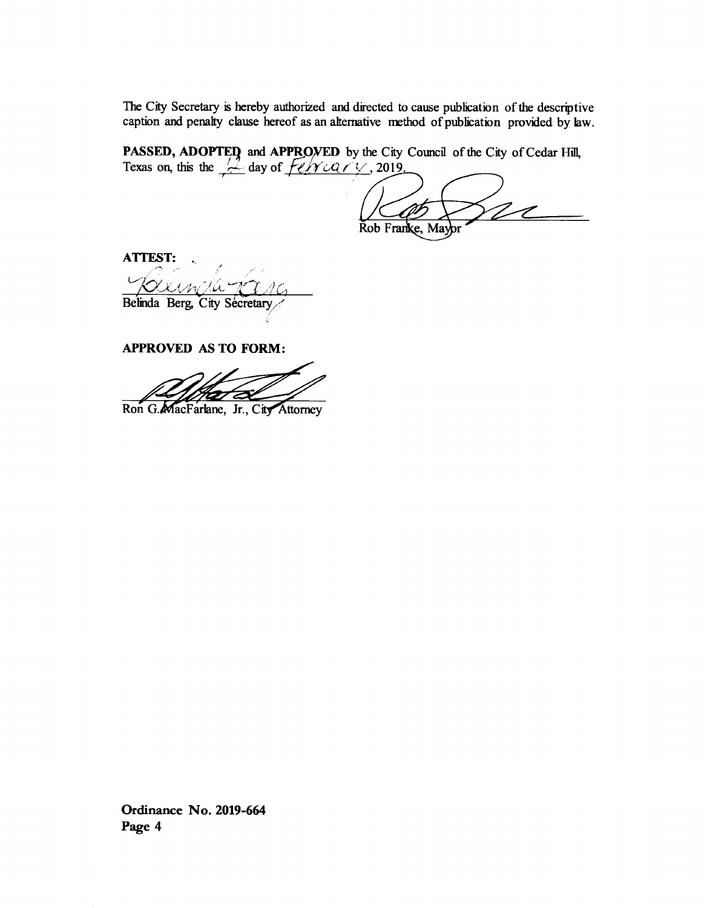The City Secretary is hereby authorized and directed to cause publication of the descriptive caption and penalty clause hereof as an alternative method of publication provided by law.

**PASSED, ADOPTED** and **APPROVED** by the City Council of the City of Cedar Hill, Texas on, this the 12 day of February, 2019.

Rob Franke, Mayor

**ATTEST:**

Belinda Berg, City Secretary

**APPROVED AS TO FORM:**

Ron G. MacFarlane, Jr., City Attorney

**Ordinance No. 2019-664**
**Page 4**